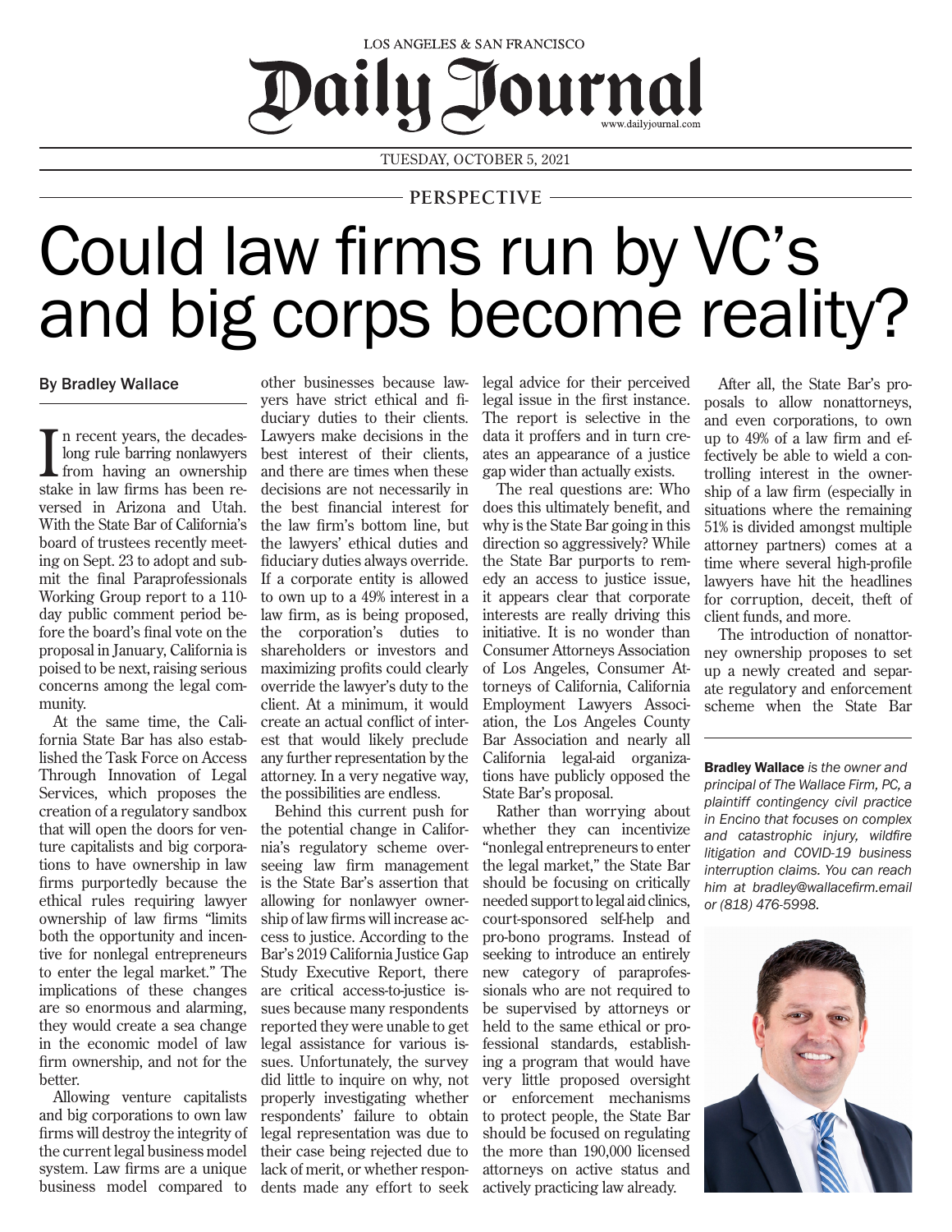LOS ANGELES & SAN FRANCISCO

# Daily Journal

www.dailyjournal.com

TUESDAY, OCTOBER 5, 2021

PERSPECTIVE

# Could law firms run by VC's and big corps become reality?

By Bradley Wallace

In recent years, the decades-long rule barring nonlawyers from having an ownership stake in law firms has been reversed in Arizona and Utah. With the State Bar of California's board of trustees recently meeting on Sept. 23 to adopt and submit the final Paraprofessionals Working Group report to a 110-day public comment period before the board's final vote on the proposal in January, California is poised to be next, raising serious concerns among the legal community.

At the same time, the California State Bar has also established the Task Force on Access Through Innovation of Legal Services, which proposes the creation of a regulatory sandbox that will open the doors for venture capitalists and big corporations to have ownership in law firms purportedly because the ethical rules requiring lawyer ownership of law firms "limits both the opportunity and incentive for nonlegal entrepreneurs to enter the legal market." The implications of these changes are so enormous and alarming, they would create a sea change in the economic model of law firm ownership, and not for the better.

Allowing venture capitalists and big corporations to own law firms will destroy the integrity of the current legal business model system. Law firms are a unique business model compared to other businesses because lawyers have strict ethical and fiduciary duties to their clients. Lawyers make decisions in the best interest of their clients, and there are times when these decisions are not necessarily in the best financial interest for the law firm's bottom line, but the lawyers' ethical duties and fiduciary duties always override. If a corporate entity is allowed to own up to a 49% interest in a law firm, as is being proposed, the corporation's duties to shareholders or investors and maximizing profits could clearly override the lawyer's duty to the client. At a minimum, it would create an actual conflict of interest that would likely preclude any further representation by the attorney. In a very negative way, the possibilities are endless.

Behind this current push for the potential change in California's regulatory scheme overseeing law firm management is the State Bar's assertion that allowing for nonlawyer ownership of law firms will increase access to justice. According to the Bar's 2019 California Justice Gap Study Executive Report, there are critical access-to-justice issues because many respondents reported they were unable to get legal assistance for various issues. Unfortunately, the survey did little to inquire on why, not properly investigating whether respondents' failure to obtain legal representation was due to their case being rejected due to lack of merit, or whether respondents made any effort to seek legal advice for their perceived legal issue in the first instance. The report is selective in the data it proffers and in turn creates an appearance of a justice gap wider than actually exists.

The real questions are: Who does this ultimately benefit, and why is the State Bar going in this direction so aggressively? While the State Bar purports to remedy an access to justice issue, it appears clear that corporate interests are really driving this initiative. It is no wonder than Consumer Attorneys Association of Los Angeles, Consumer Attorneys of California, California Employment Lawyers Association, the Los Angeles County Bar Association and nearly all California legal-aid organizations have publicly opposed the State Bar's proposal.

Rather than worrying about whether they can incentivize "nonlegal entrepreneurs to enter the legal market," the State Bar should be focusing on critically needed support to legal aid clinics, court-sponsored self-help and pro-bono programs. Instead of seeking to introduce an entirely new category of paraprofessionals who are not required to be supervised by attorneys or held to the same ethical or professional standards, establishing a program that would have very little proposed oversight or enforcement mechanisms to protect people, the State Bar should be focused on regulating the more than 190,000 licensed attorneys on active status and actively practicing law already.

After all, the State Bar's proposals to allow nonattorneys, and even corporations, to own up to 49% of a law firm and effectively be able to wield a controlling interest in the ownership of a law firm (especially in situations where the remaining 51% is divided amongst multiple attorney partners) comes at a time where several high-profile lawyers have hit the headlines for corruption, deceit, theft of client funds, and more.

The introduction of nonattorney ownership proposes to set up a newly created and separate regulatory and enforcement scheme when the State Bar

**Bradley Wallace** *is the owner and principal of The Wallace Firm, PC, a plaintiff contingency civil practice in Encino that focuses on complex and catastrophic injury, wildfire litigation and COVID-19 business interruption claims. You can reach him at bradley@wallacefirm.email or (818) 476-5998.*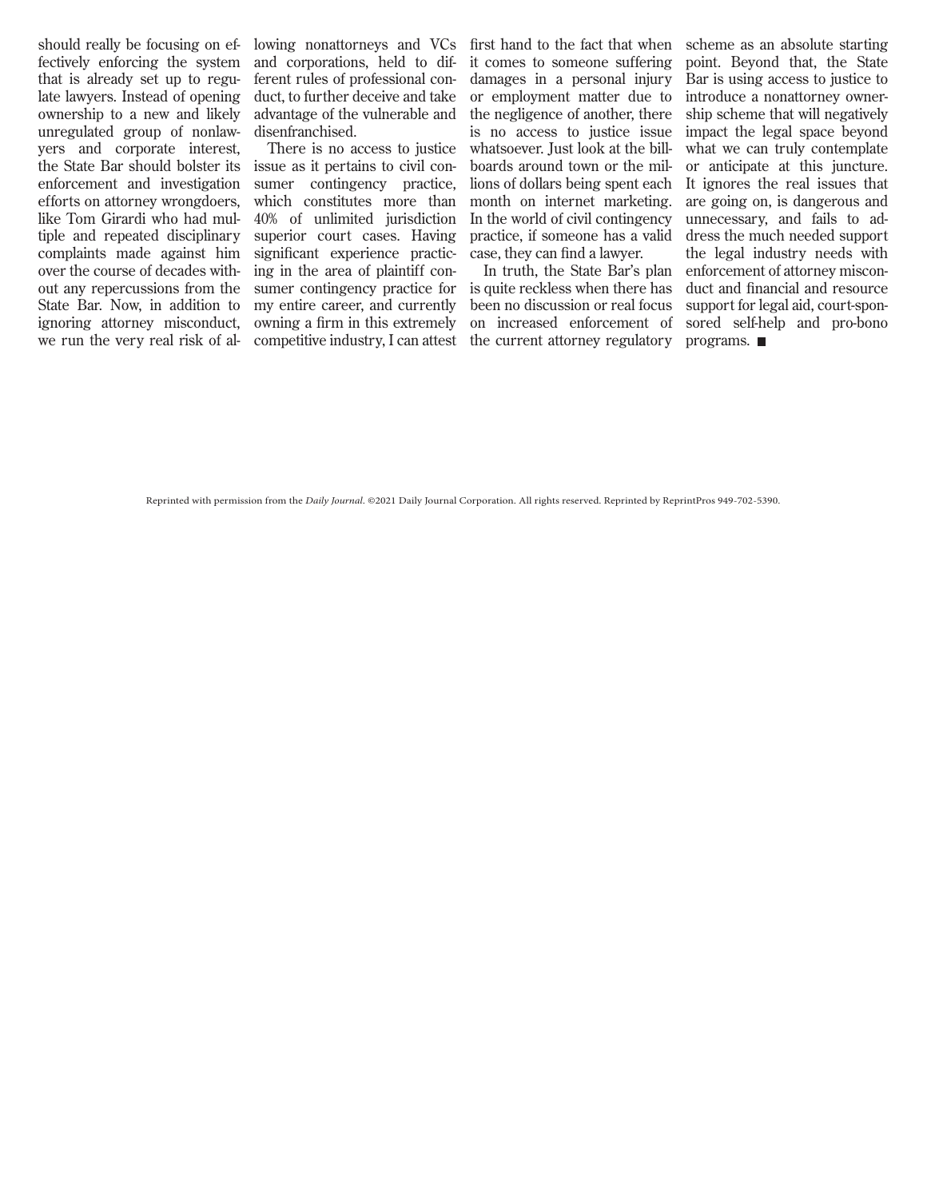should really be focusing on effectively enforcing the system that is already set up to regulate lawyers. Instead of opening ownership to a new and likely unregulated group of nonlawyers and corporate interest, the State Bar should bolster its enforcement and investigation efforts on attorney wrongdoers, like Tom Girardi who had multiple and repeated disciplinary complaints made against him over the course of decades without any repercussions from the State Bar. Now, in addition to ignoring attorney misconduct, we run the very real risk of allowing nonattorneys and VCs and corporations, held to different rules of professional conduct, to further deceive and take advantage of the vulnerable and disenfranchised.

There is no access to justice issue as it pertains to civil consumer contingency practice, which constitutes more than 40% of unlimited jurisdiction superior court cases. Having significant experience practicing in the area of plaintiff consumer contingency practice for my entire career, and currently owning a firm in this extremely competitive industry, I can attest first hand to the fact that when it comes to someone suffering damages in a personal injury or employment matter due to the negligence of another, there is no access to justice issue whatsoever. Just look at the billboards around town or the millions of dollars being spent each month on internet marketing. In the world of civil contingency practice, if someone has a valid case, they can find a lawyer.

In truth, the State Bar's plan is quite reckless when there has been no discussion or real focus on increased enforcement of the current attorney regulatory scheme as an absolute starting point. Beyond that, the State Bar is using access to justice to introduce a nonattorney ownership scheme that will negatively impact the legal space beyond what we can truly contemplate or anticipate at this juncture. It ignores the real issues that are going on, is dangerous and unnecessary, and fails to address the much needed support the legal industry needs with enforcement of attorney misconduct and financial and resource support for legal aid, court-sponsored self-help and pro-bono programs. ■

Reprinted with permission from the *Daily Journal*. ©2021 Daily Journal Corporation. All rights reserved. Reprinted by ReprintPros 949-702-5390.